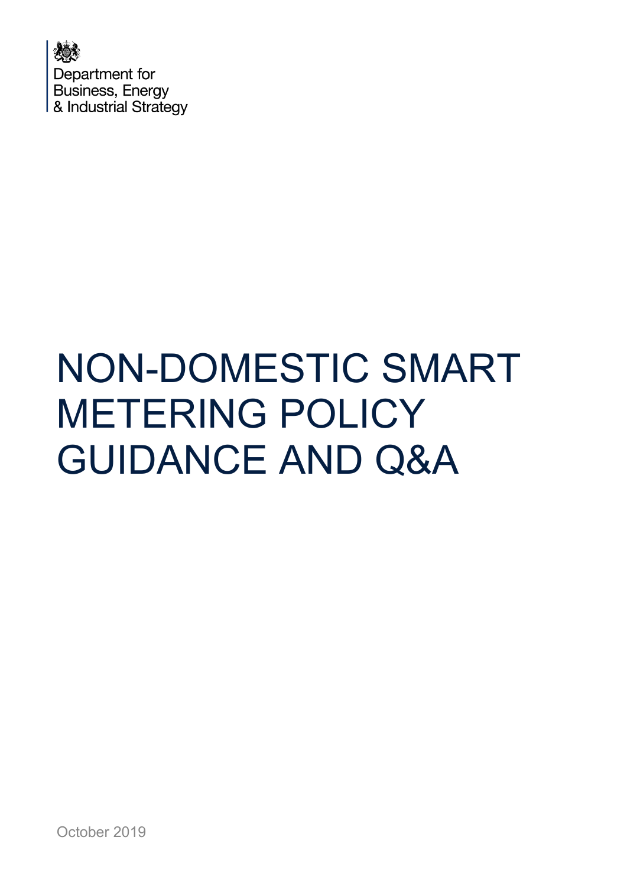Department for
Business, Energy
& Industrial Strategy

# NON-DOMESTIC SMART METERING POLICY GUIDANCE AND Q&A

October 2019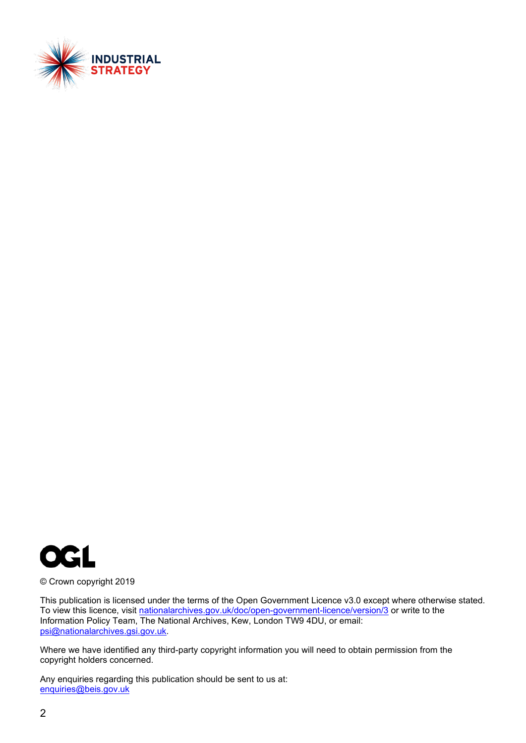INDUSTRIAL STRATEGY

OGL

© Crown copyright 2019

This publication is licensed under the terms of the Open Government Licence v3.0 except where otherwise stated. To view this licence, visit nationalarchives.gov.uk/doc/open-government-licence/version/3 or write to the Information Policy Team, The National Archives, Kew, London TW9 4DU, or email: psi@nationalarchives.gsi.gov.uk.

Where we have identified any third-party copyright information you will need to obtain permission from the copyright holders concerned.

Any enquiries regarding this publication should be sent to us at:
enquiries@beis.gov.uk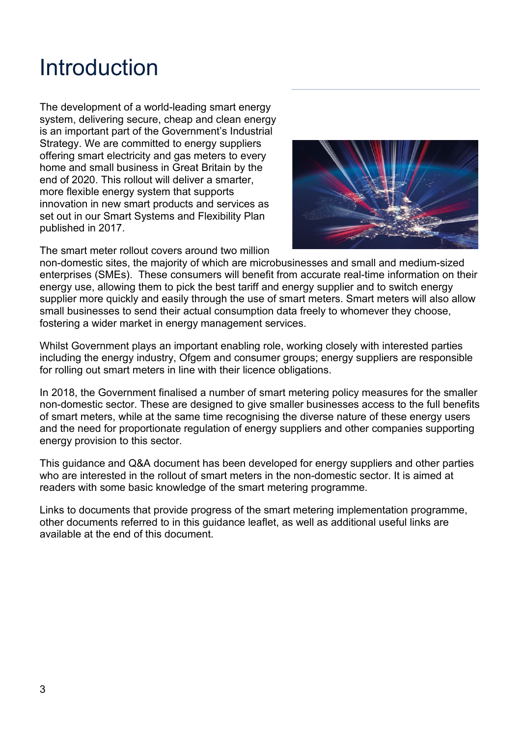# Introduction

The development of a world-leading smart energy system, delivering secure, cheap and clean energy is an important part of the Government's Industrial Strategy. We are committed to energy suppliers offering smart electricity and gas meters to every home and small business in Great Britain by the end of 2020. This rollout will deliver a smarter, more flexible energy system that supports innovation in new smart products and services as set out in our Smart Systems and Flexibility Plan published in 2017.

The smart meter rollout covers around two million non-domestic sites, the majority of which are microbusinesses and small and medium-sized enterprises (SMEs). These consumers will benefit from accurate real-time information on their energy use, allowing them to pick the best tariff and energy supplier and to switch energy supplier more quickly and easily through the use of smart meters. Smart meters will also allow small businesses to send their actual consumption data freely to whomever they choose, fostering a wider market in energy management services.

Whilst Government plays an important enabling role, working closely with interested parties including the energy industry, Ofgem and consumer groups; energy suppliers are responsible for rolling out smart meters in line with their licence obligations.

In 2018, the Government finalised a number of smart metering policy measures for the smaller non-domestic sector. These are designed to give smaller businesses access to the full benefits of smart meters, while at the same time recognising the diverse nature of these energy users and the need for proportionate regulation of energy suppliers and other companies supporting energy provision to this sector.

This guidance and Q&A document has been developed for energy suppliers and other parties who are interested in the rollout of smart meters in the non-domestic sector. It is aimed at readers with some basic knowledge of the smart metering programme.

Links to documents that provide progress of the smart metering implementation programme, other documents referred to in this guidance leaflet, as well as additional useful links are available at the end of this document.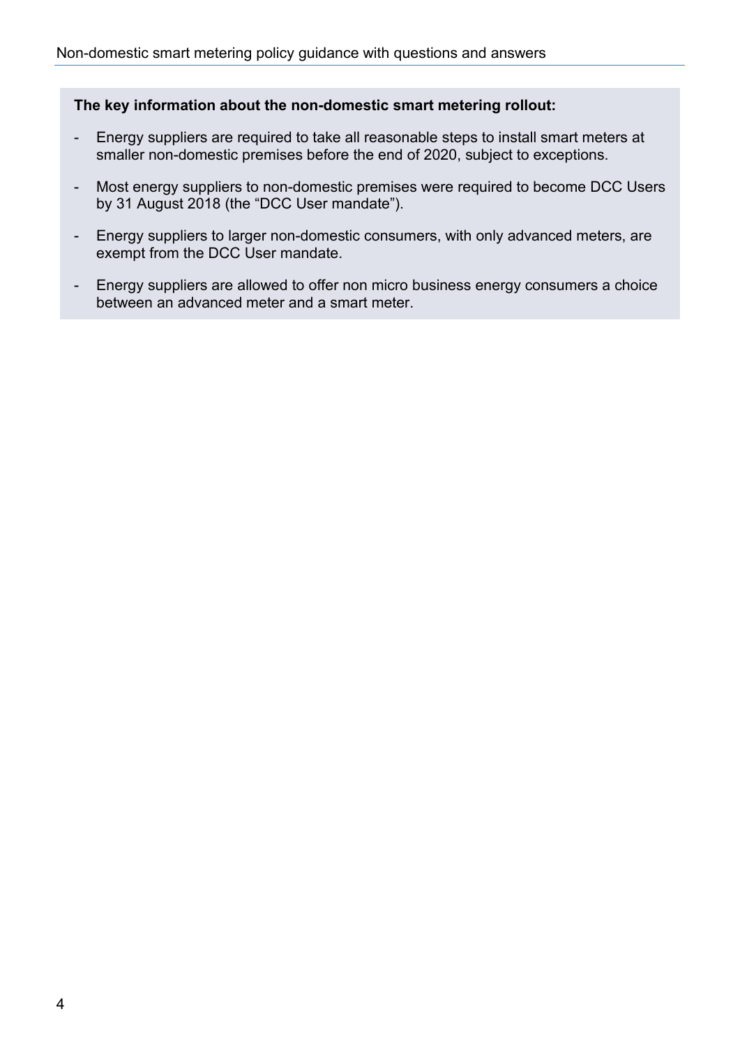**The key information about the non-domestic smart metering rollout:**

- Energy suppliers are required to take all reasonable steps to install smart meters at smaller non-domestic premises before the end of 2020, subject to exceptions.
- Most energy suppliers to non-domestic premises were required to become DCC Users by 31 August 2018 (the "DCC User mandate").
- Energy suppliers to larger non-domestic consumers, with only advanced meters, are exempt from the DCC User mandate.
- Energy suppliers are allowed to offer non micro business energy consumers a choice between an advanced meter and a smart meter.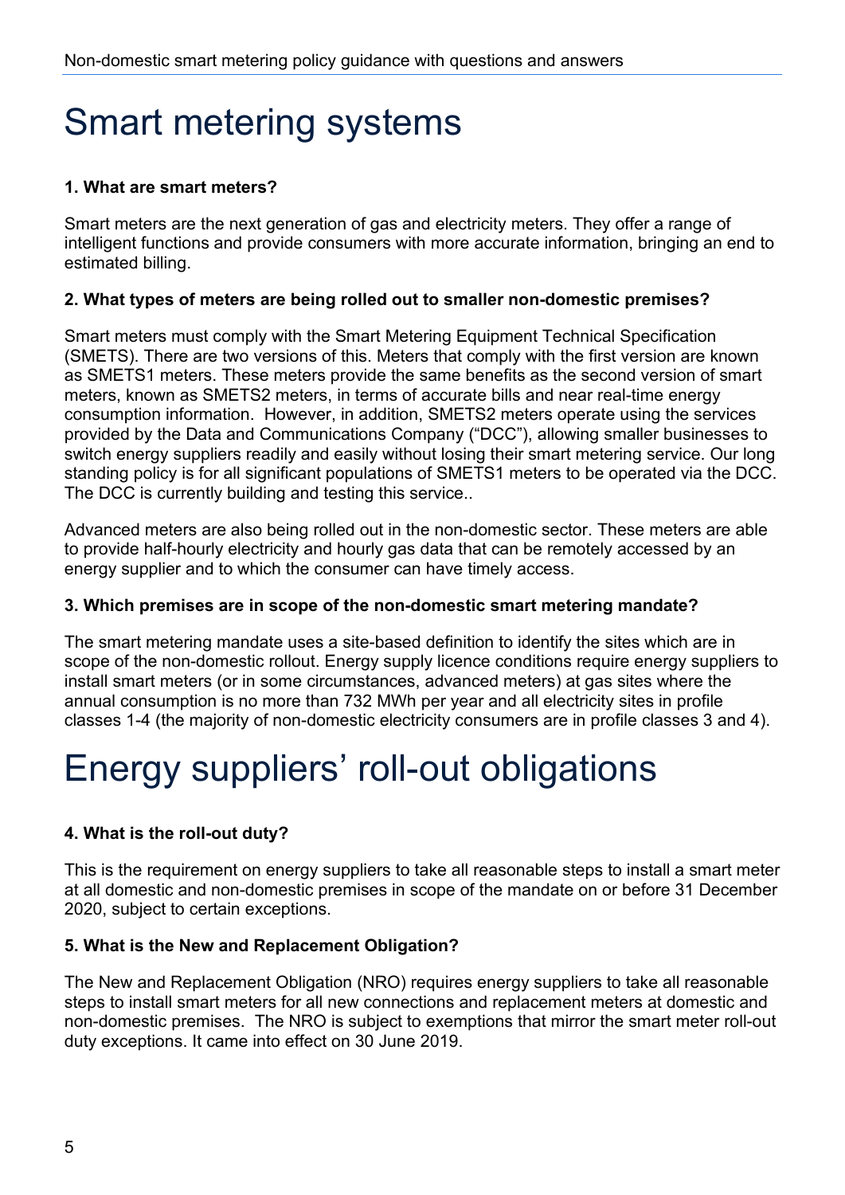# Smart metering systems

**1. What are smart meters?**

Smart meters are the next generation of gas and electricity meters. They offer a range of intelligent functions and provide consumers with more accurate information, bringing an end to estimated billing.

**2. What types of meters are being rolled out to smaller non-domestic premises?**

Smart meters must comply with the Smart Metering Equipment Technical Specification (SMETS). There are two versions of this. Meters that comply with the first version are known as SMETS1 meters. These meters provide the same benefits as the second version of smart meters, known as SMETS2 meters, in terms of accurate bills and near real-time energy consumption information. However, in addition, SMETS2 meters operate using the services provided by the Data and Communications Company ("DCC"), allowing smaller businesses to switch energy suppliers readily and easily without losing their smart metering service. Our long standing policy is for all significant populations of SMETS1 meters to be operated via the DCC. The DCC is currently building and testing this service..

Advanced meters are also being rolled out in the non-domestic sector. These meters are able to provide half-hourly electricity and hourly gas data that can be remotely accessed by an energy supplier and to which the consumer can have timely access.

**3. Which premises are in scope of the non-domestic smart metering mandate?**

The smart metering mandate uses a site-based definition to identify the sites which are in scope of the non-domestic rollout. Energy supply licence conditions require energy suppliers to install smart meters (or in some circumstances, advanced meters) at gas sites where the annual consumption is no more than 732 MWh per year and all electricity sites in profile classes 1-4 (the majority of non-domestic electricity consumers are in profile classes 3 and 4).

# Energy suppliers' roll-out obligations

**4. What is the roll-out duty?**

This is the requirement on energy suppliers to take all reasonable steps to install a smart meter at all domestic and non-domestic premises in scope of the mandate on or before 31 December 2020, subject to certain exceptions.

**5. What is the New and Replacement Obligation?**

The New and Replacement Obligation (NRO) requires energy suppliers to take all reasonable steps to install smart meters for all new connections and replacement meters at domestic and non-domestic premises. The NRO is subject to exemptions that mirror the smart meter roll-out duty exceptions. It came into effect on 30 June 2019.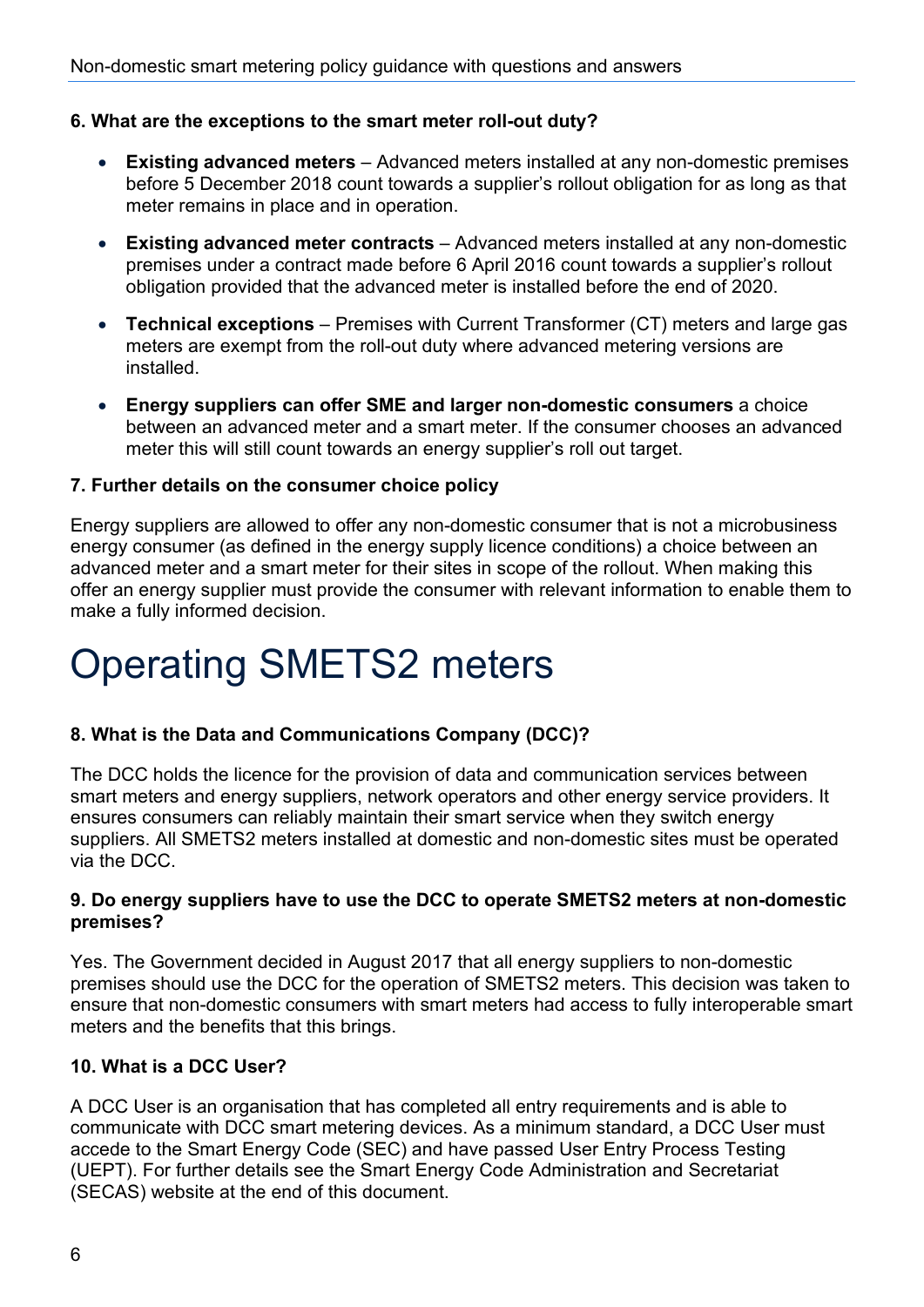**6. What are the exceptions to the smart meter roll-out duty?**

- **Existing advanced meters** – Advanced meters installed at any non-domestic premises before 5 December 2018 count towards a supplier's rollout obligation for as long as that meter remains in place and in operation.
- **Existing advanced meter contracts** – Advanced meters installed at any non-domestic premises under a contract made before 6 April 2016 count towards a supplier's rollout obligation provided that the advanced meter is installed before the end of 2020.
- **Technical exceptions** – Premises with Current Transformer (CT) meters and large gas meters are exempt from the roll-out duty where advanced metering versions are installed.
- **Energy suppliers can offer SME and larger non-domestic consumers** a choice between an advanced meter and a smart meter. If the consumer chooses an advanced meter this will still count towards an energy supplier's roll out target.

**7. Further details on the consumer choice policy**

Energy suppliers are allowed to offer any non-domestic consumer that is not a microbusiness energy consumer (as defined in the energy supply licence conditions) a choice between an advanced meter and a smart meter for their sites in scope of the rollout. When making this offer an energy supplier must provide the consumer with relevant information to enable them to make a fully informed decision.

# Operating SMETS2 meters

**8. What is the Data and Communications Company (DCC)?**

The DCC holds the licence for the provision of data and communication services between smart meters and energy suppliers, network operators and other energy service providers. It ensures consumers can reliably maintain their smart service when they switch energy suppliers. All SMETS2 meters installed at domestic and non-domestic sites must be operated via the DCC.

**9. Do energy suppliers have to use the DCC to operate SMETS2 meters at non-domestic premises?**

Yes. The Government decided in August 2017 that all energy suppliers to non-domestic premises should use the DCC for the operation of SMETS2 meters. This decision was taken to ensure that non-domestic consumers with smart meters had access to fully interoperable smart meters and the benefits that this brings.

**10. What is a DCC User?**

A DCC User is an organisation that has completed all entry requirements and is able to communicate with DCC smart metering devices. As a minimum standard, a DCC User must accede to the Smart Energy Code (SEC) and have passed User Entry Process Testing (UEPT). For further details see the Smart Energy Code Administration and Secretariat (SECAS) website at the end of this document.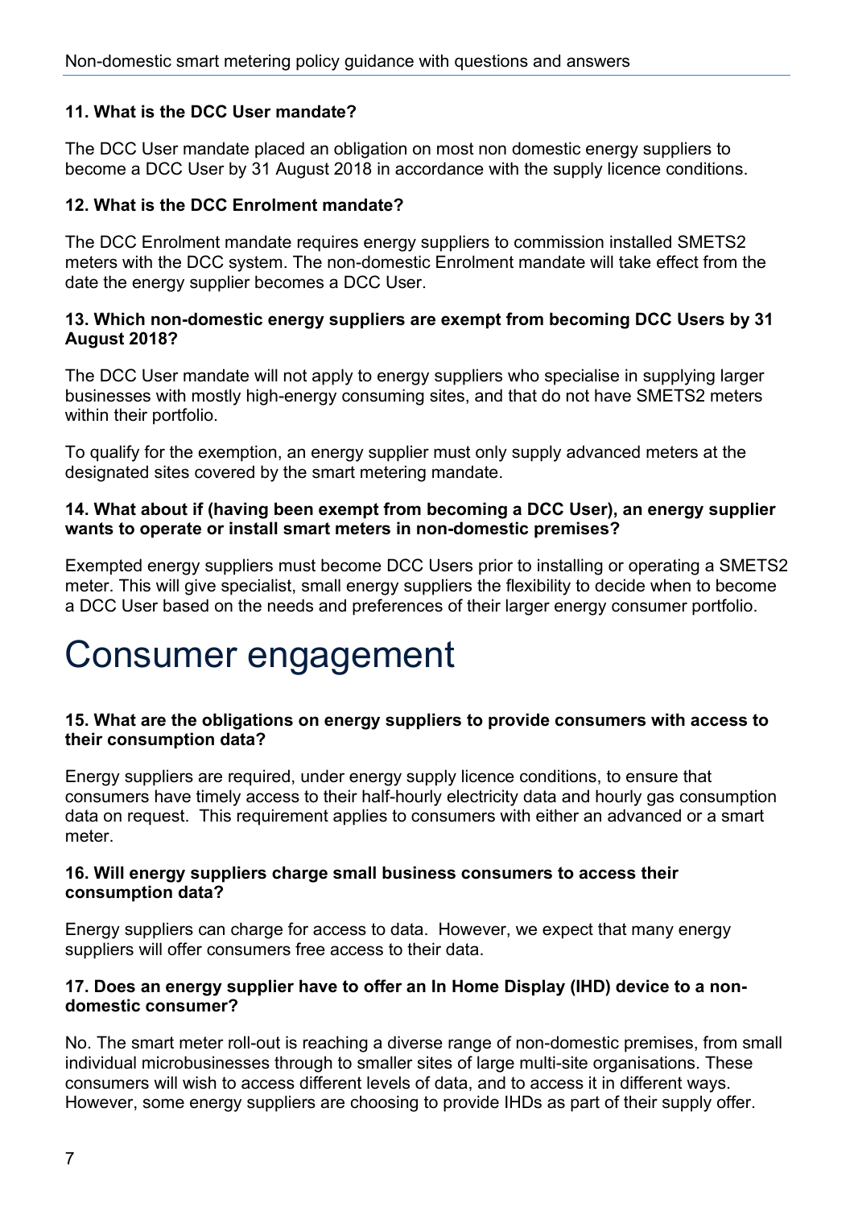**11. What is the DCC User mandate?**

The DCC User mandate placed an obligation on most non domestic energy suppliers to become a DCC User by 31 August 2018 in accordance with the supply licence conditions.

**12. What is the DCC Enrolment mandate?**

The DCC Enrolment mandate requires energy suppliers to commission installed SMETS2 meters with the DCC system. The non-domestic Enrolment mandate will take effect from the date the energy supplier becomes a DCC User.

**13. Which non-domestic energy suppliers are exempt from becoming DCC Users by 31 August 2018?**

The DCC User mandate will not apply to energy suppliers who specialise in supplying larger businesses with mostly high-energy consuming sites, and that do not have SMETS2 meters within their portfolio.

To qualify for the exemption, an energy supplier must only supply advanced meters at the designated sites covered by the smart metering mandate.

**14. What about if (having been exempt from becoming a DCC User), an energy supplier wants to operate or install smart meters in non-domestic premises?**

Exempted energy suppliers must become DCC Users prior to installing or operating a SMETS2 meter. This will give specialist, small energy suppliers the flexibility to decide when to become a DCC User based on the needs and preferences of their larger energy consumer portfolio.

# Consumer engagement

**15. What are the obligations on energy suppliers to provide consumers with access to their consumption data?**

Energy suppliers are required, under energy supply licence conditions, to ensure that consumers have timely access to their half-hourly electricity data and hourly gas consumption data on request. This requirement applies to consumers with either an advanced or a smart meter.

**16. Will energy suppliers charge small business consumers to access their consumption data?**

Energy suppliers can charge for access to data. However, we expect that many energy suppliers will offer consumers free access to their data.

**17. Does an energy supplier have to offer an In Home Display (IHD) device to a non-domestic consumer?**

No. The smart meter roll-out is reaching a diverse range of non-domestic premises, from small individual microbusinesses through to smaller sites of large multi-site organisations. These consumers will wish to access different levels of data, and to access it in different ways. However, some energy suppliers are choosing to provide IHDs as part of their supply offer.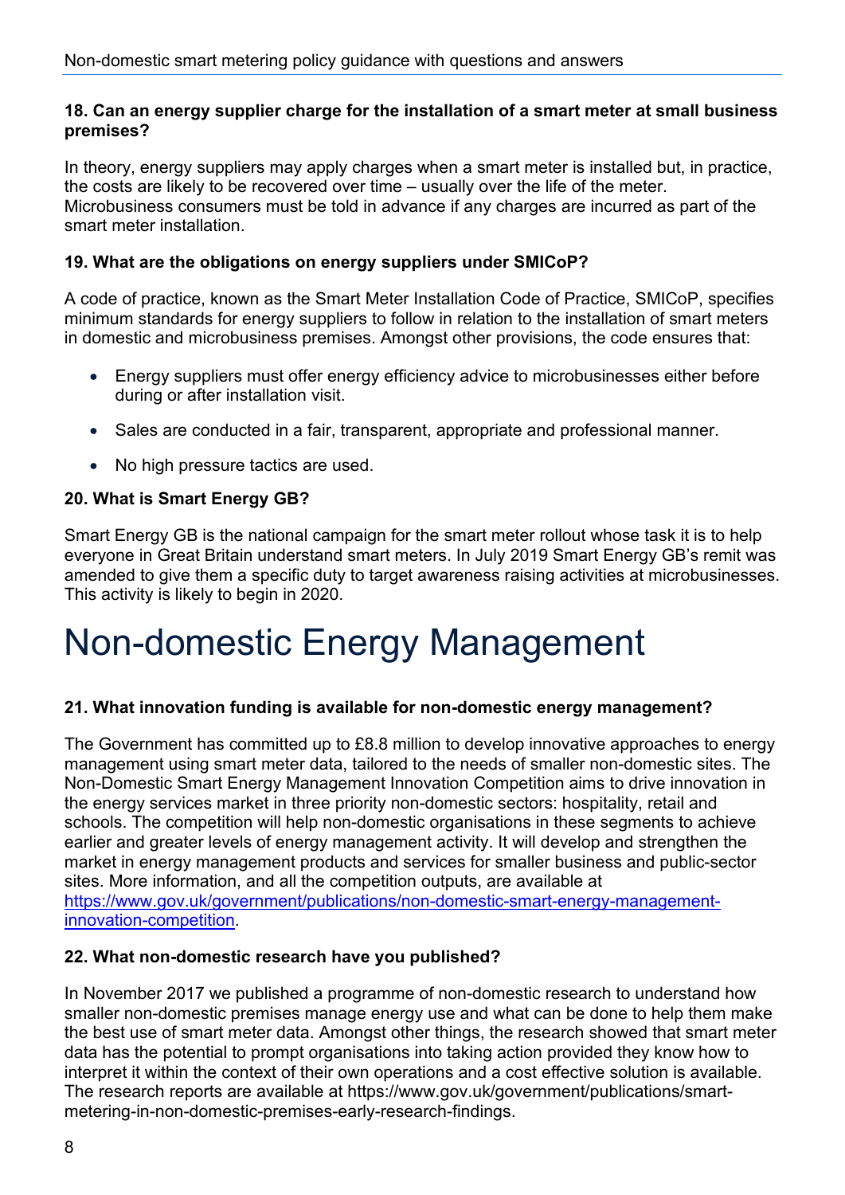**18. Can an energy supplier charge for the installation of a smart meter at small business premises?**

In theory, energy suppliers may apply charges when a smart meter is installed but, in practice, the costs are likely to be recovered over time – usually over the life of the meter. Microbusiness consumers must be told in advance if any charges are incurred as part of the smart meter installation.

**19. What are the obligations on energy suppliers under SMICoP?**

A code of practice, known as the Smart Meter Installation Code of Practice, SMICoP, specifies minimum standards for energy suppliers to follow in relation to the installation of smart meters in domestic and microbusiness premises. Amongst other provisions, the code ensures that:

- Energy suppliers must offer energy efficiency advice to microbusinesses either before during or after installation visit.
- Sales are conducted in a fair, transparent, appropriate and professional manner.
- No high pressure tactics are used.

**20. What is Smart Energy GB?**

Smart Energy GB is the national campaign for the smart meter rollout whose task it is to help everyone in Great Britain understand smart meters. In July 2019 Smart Energy GB's remit was amended to give them a specific duty to target awareness raising activities at microbusinesses. This activity is likely to begin in 2020.

# Non-domestic Energy Management

**21. What innovation funding is available for non-domestic energy management?**

The Government has committed up to £8.8 million to develop innovative approaches to energy management using smart meter data, tailored to the needs of smaller non-domestic sites. The Non-Domestic Smart Energy Management Innovation Competition aims to drive innovation in the energy services market in three priority non-domestic sectors: hospitality, retail and schools. The competition will help non-domestic organisations in these segments to achieve earlier and greater levels of energy management activity. It will develop and strengthen the market in energy management products and services for smaller business and public-sector sites. More information, and all the competition outputs, are available at [https://www.gov.uk/government/publications/non-domestic-smart-energy-management-innovation-competition](https://www.gov.uk/government/publications/non-domestic-smart-energy-management-innovation-competition).

**22. What non-domestic research have you published?**

In November 2017 we published a programme of non-domestic research to understand how smaller non-domestic premises manage energy use and what can be done to help them make the best use of smart meter data. Amongst other things, the research showed that smart meter data has the potential to prompt organisations into taking action provided they know how to interpret it within the context of their own operations and a cost effective solution is available. The research reports are available at https://www.gov.uk/government/publications/smart-metering-in-non-domestic-premises-early-research-findings.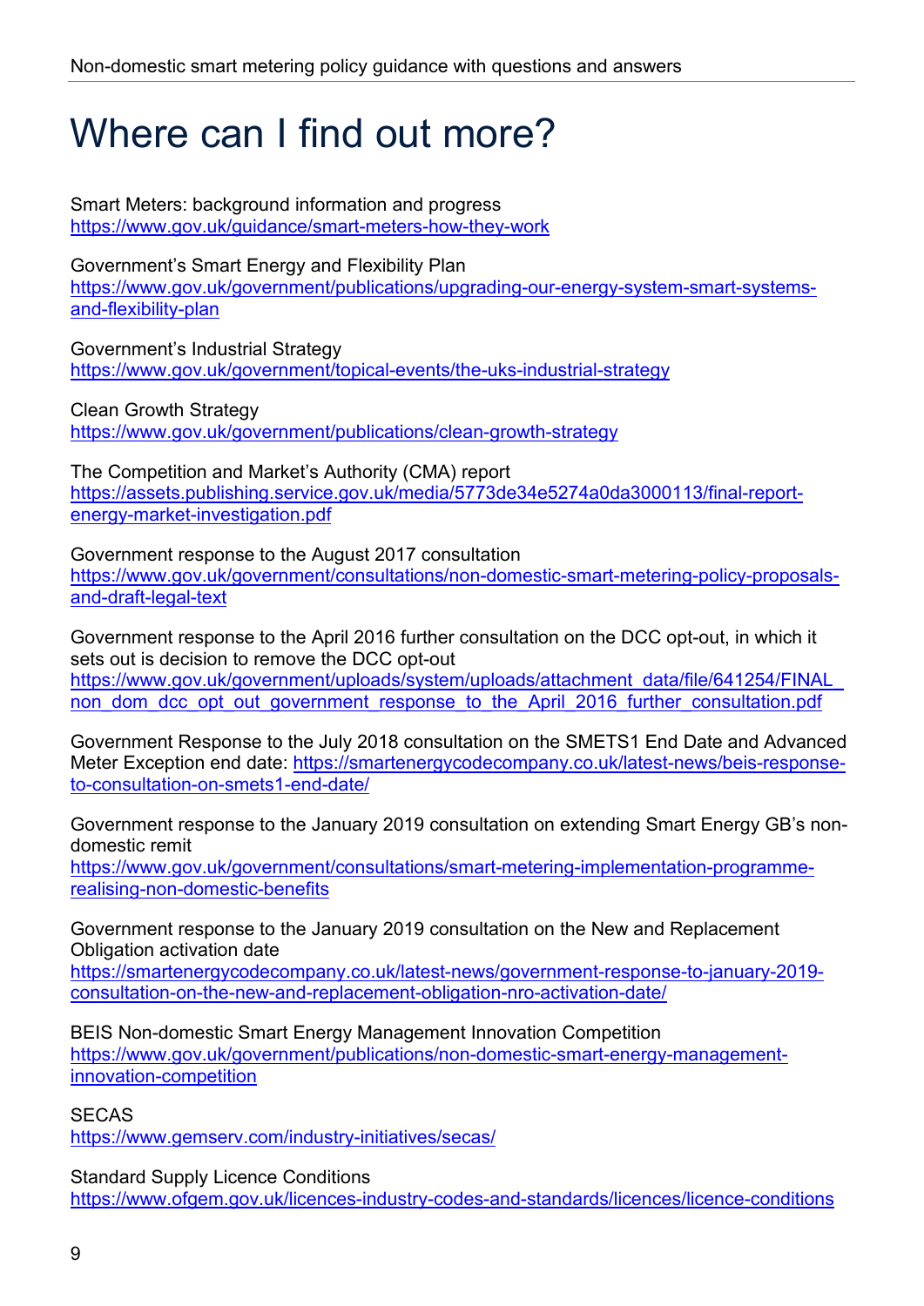# Where can I find out more?

Smart Meters: background information and progress
https://www.gov.uk/guidance/smart-meters-how-they-work

Government's Smart Energy and Flexibility Plan
https://www.gov.uk/government/publications/upgrading-our-energy-system-smart-systems-and-flexibility-plan

Government's Industrial Strategy
https://www.gov.uk/government/topical-events/the-uks-industrial-strategy

Clean Growth Strategy
https://www.gov.uk/government/publications/clean-growth-strategy

The Competition and Market's Authority (CMA) report
https://assets.publishing.service.gov.uk/media/5773de34e5274a0da3000113/final-report-energy-market-investigation.pdf

Government response to the August 2017 consultation
https://www.gov.uk/government/consultations/non-domestic-smart-metering-policy-proposals-and-draft-legal-text

Government response to the April 2016 further consultation on the DCC opt-out, in which it sets out is decision to remove the DCC opt-out
https://www.gov.uk/government/uploads/system/uploads/attachment_data/file/641254/FINAL_non_dom_dcc_opt_out_government_response_to_the_April_2016_further_consultation.pdf

Government Response to the July 2018 consultation on the SMETS1 End Date and Advanced Meter Exception end date: https://smartenergycodecompany.co.uk/latest-news/beis-response-to-consultation-on-smets1-end-date/

Government response to the January 2019 consultation on extending Smart Energy GB's non-domestic remit
https://www.gov.uk/government/consultations/smart-metering-implementation-programme-realising-non-domestic-benefits

Government response to the January 2019 consultation on the New and Replacement Obligation activation date
https://smartenergycodecompany.co.uk/latest-news/government-response-to-january-2019-consultation-on-the-new-and-replacement-obligation-nro-activation-date/

BEIS Non-domestic Smart Energy Management Innovation Competition
https://www.gov.uk/government/publications/non-domestic-smart-energy-management-innovation-competition

SECAS
https://www.gemserv.com/industry-initiatives/secas/

Standard Supply Licence Conditions
https://www.ofgem.gov.uk/licences-industry-codes-and-standards/licences/licence-conditions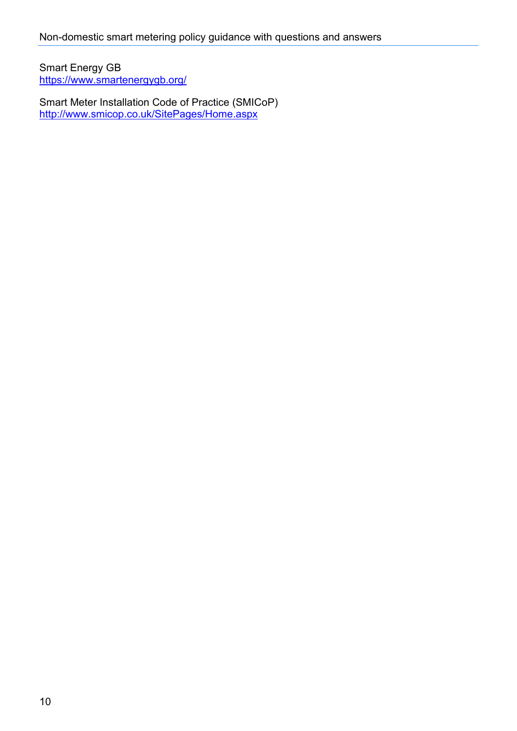Smart Energy GB
https://www.smartenergygb.org/

Smart Meter Installation Code of Practice (SMICoP)
http://www.smicop.co.uk/SitePages/Home.aspx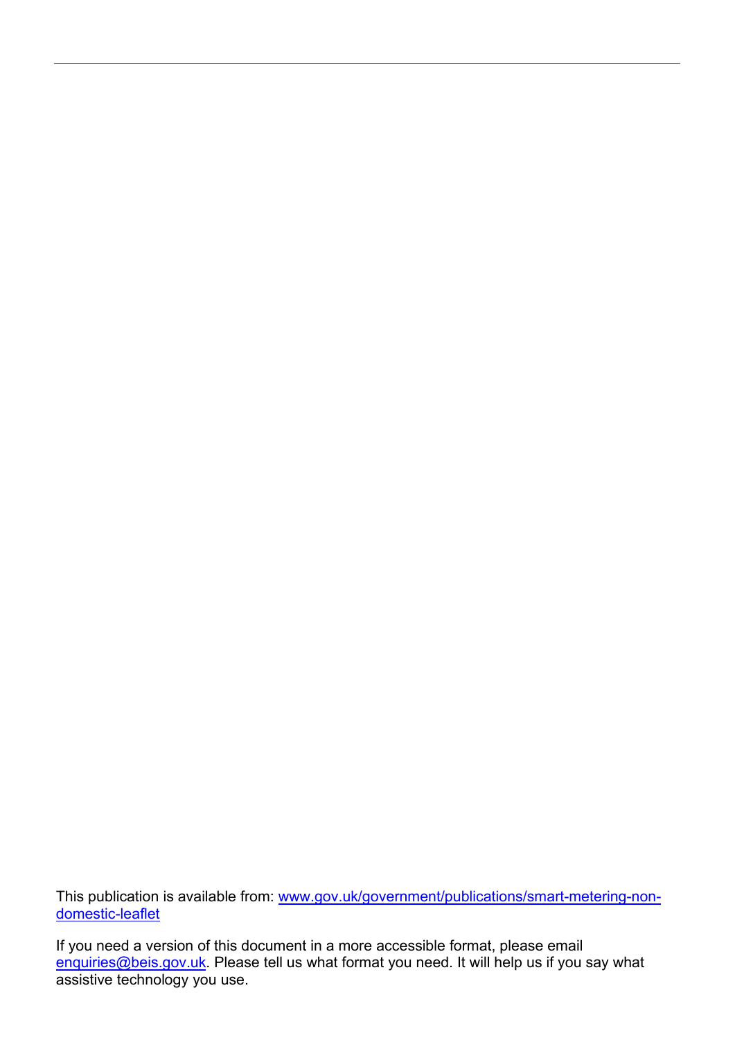This publication is available from: [www.gov.uk/government/publications/smart-metering-non-domestic-leaflet](www.gov.uk/government/publications/smart-metering-non-domestic-leaflet)

If you need a version of this document in a more accessible format, please email [enquiries@beis.gov.uk](mailto:enquiries@beis.gov.uk). Please tell us what format you need. It will help us if you say what assistive technology you use.